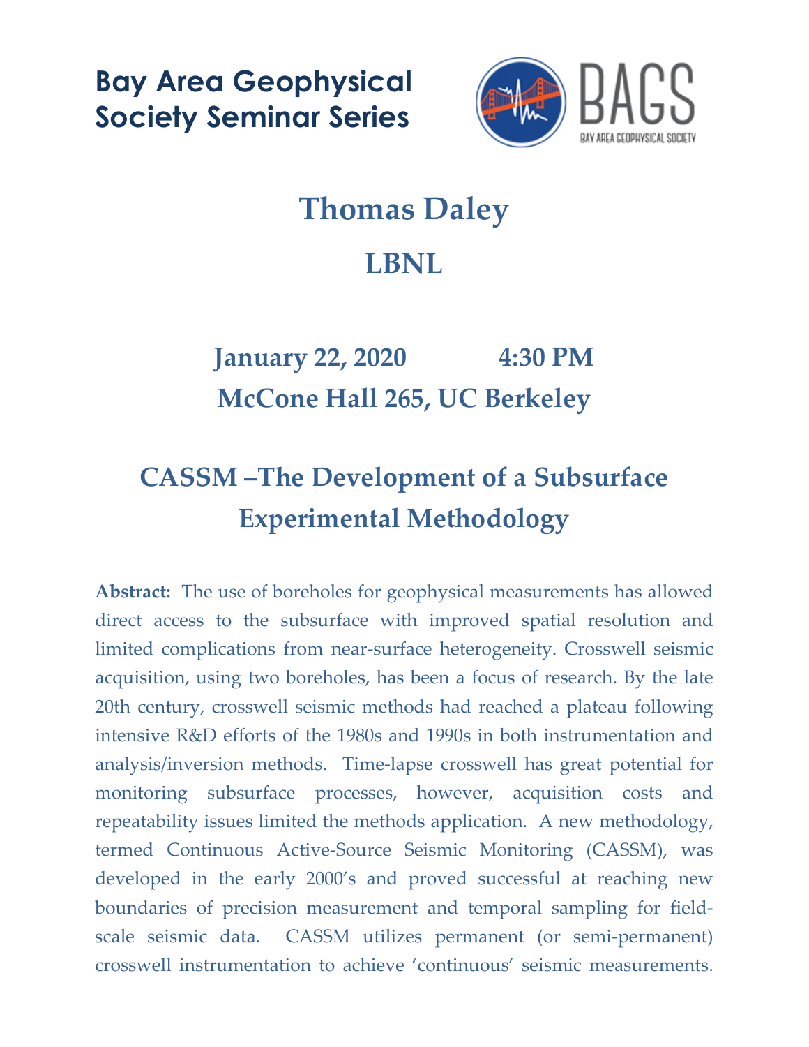# Bay Area Geophysical Society Seminar Series

BAGS

BAY AREA GEOPHYSICAL SOCIETY

## Thomas Daley

## LBNL

### January 22, 2020 4:30 PM

### McCone Hall 265, UC Berkeley

## CASSM –The Development of a Subsurface Experimental Methodology

**Abstract:** The use of boreholes for geophysical measurements has allowed direct access to the subsurface with improved spatial resolution and limited complications from near-surface heterogeneity. Crosswell seismic acquisition, using two boreholes, has been a focus of research. By the late 20th century, crosswell seismic methods had reached a plateau following intensive R&D efforts of the 1980s and 1990s in both instrumentation and analysis/inversion methods. Time-lapse crosswell has great potential for monitoring subsurface processes, however, acquisition costs and repeatability issues limited the methods application. A new methodology, termed Continuous Active-Source Seismic Monitoring (CASSM), was developed in the early 2000's and proved successful at reaching new boundaries of precision measurement and temporal sampling for field-scale seismic data. CASSM utilizes permanent (or semi-permanent) crosswell instrumentation to achieve 'continuous' seismic measurements.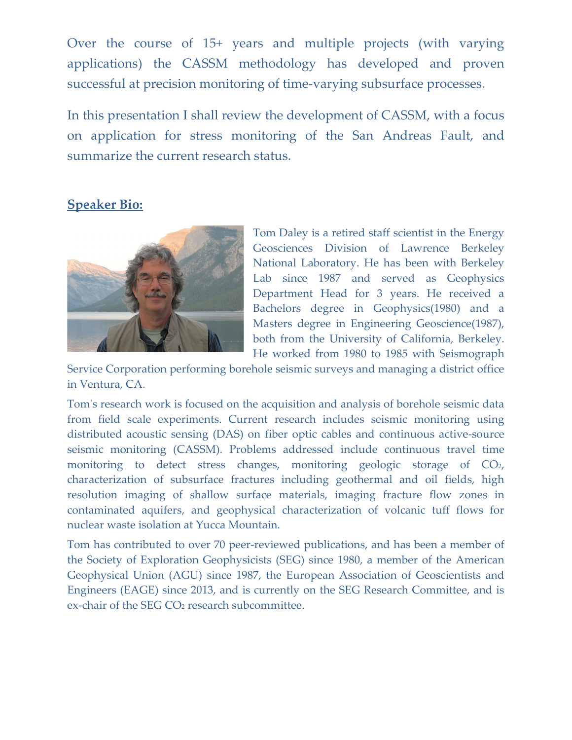Over the course of 15+ years and multiple projects (with varying applications) the CASSM methodology has developed and proven successful at precision monitoring of time-varying subsurface processes.

In this presentation I shall review the development of CASSM, with a focus on application for stress monitoring of the San Andreas Fault, and summarize the current research status.

## Speaker Bio:

Tom Daley is a retired staff scientist in the Energy Geosciences Division of Lawrence Berkeley National Laboratory. He has been with Berkeley Lab since 1987 and served as Geophysics Department Head for 3 years. He received a Bachelors degree in Geophysics(1980) and a Masters degree in Engineering Geoscience(1987), both from the University of California, Berkeley. He worked from 1980 to 1985 with Seismograph Service Corporation performing borehole seismic surveys and managing a district office in Ventura, CA.

Tom's research work is focused on the acquisition and analysis of borehole seismic data from field scale experiments. Current research includes seismic monitoring using distributed acoustic sensing (DAS) on fiber optic cables and continuous active-source seismic monitoring (CASSM). Problems addressed include continuous travel time monitoring to detect stress changes, monitoring geologic storage of $CO_2$, characterization of subsurface fractures including geothermal and oil fields, high resolution imaging of shallow surface materials, imaging fracture flow zones in contaminated aquifers, and geophysical characterization of volcanic tuff flows for nuclear waste isolation at Yucca Mountain.

Tom has contributed to over 70 peer-reviewed publications, and has been a member of the Society of Exploration Geophysicists (SEG) since 1980, a member of the American Geophysical Union (AGU) since 1987, the European Association of Geoscientists and Engineers (EAGE) since 2013, and is currently on the SEG Research Committee, and is ex-chair of the SEG $CO_2$ research subcommittee.